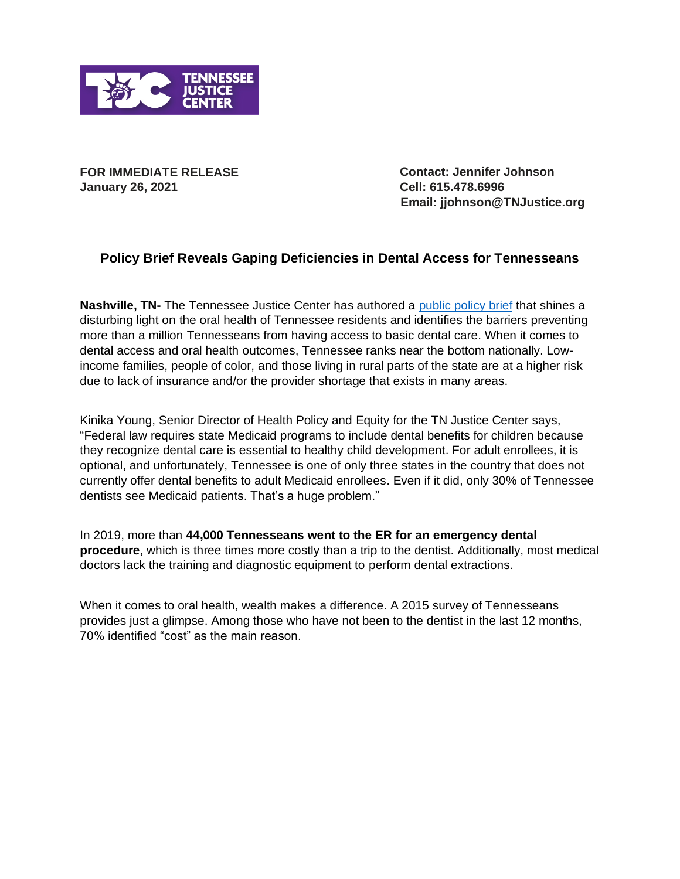**FOR IMMEDIATE RELEASE**
**January 26, 2021**

**Contact: Jennifer Johnson**
**Cell: 615.478.6996**
**Email: jjohnson@TNJustice.org**

## Policy Brief Reveals Gaping Deficiencies in Dental Access for Tennesseans

**Nashville, TN-** The Tennessee Justice Center has authored a public policy brief that shines a disturbing light on the oral health of Tennessee residents and identifies the barriers preventing more than a million Tennesseans from having access to basic dental care. When it comes to dental access and oral health outcomes, Tennessee ranks near the bottom nationally. Low-income families, people of color, and those living in rural parts of the state are at a higher risk due to lack of insurance and/or the provider shortage that exists in many areas.

Kinika Young, Senior Director of Health Policy and Equity for the TN Justice Center says, "Federal law requires state Medicaid programs to include dental benefits for children because they recognize dental care is essential to healthy child development. For adult enrollees, it is optional, and unfortunately, Tennessee is one of only three states in the country that does not currently offer dental benefits to adult Medicaid enrollees. Even if it did, only 30% of Tennessee dentists see Medicaid patients. That's a huge problem."

In 2019, more than **44,000 Tennesseans went to the ER for an emergency dental procedure**, which is three times more costly than a trip to the dentist. Additionally, most medical doctors lack the training and diagnostic equipment to perform dental extractions.

When it comes to oral health, wealth makes a difference. A 2015 survey of Tennesseans provides just a glimpse. Among those who have not been to the dentist in the last 12 months, 70% identified "cost" as the main reason.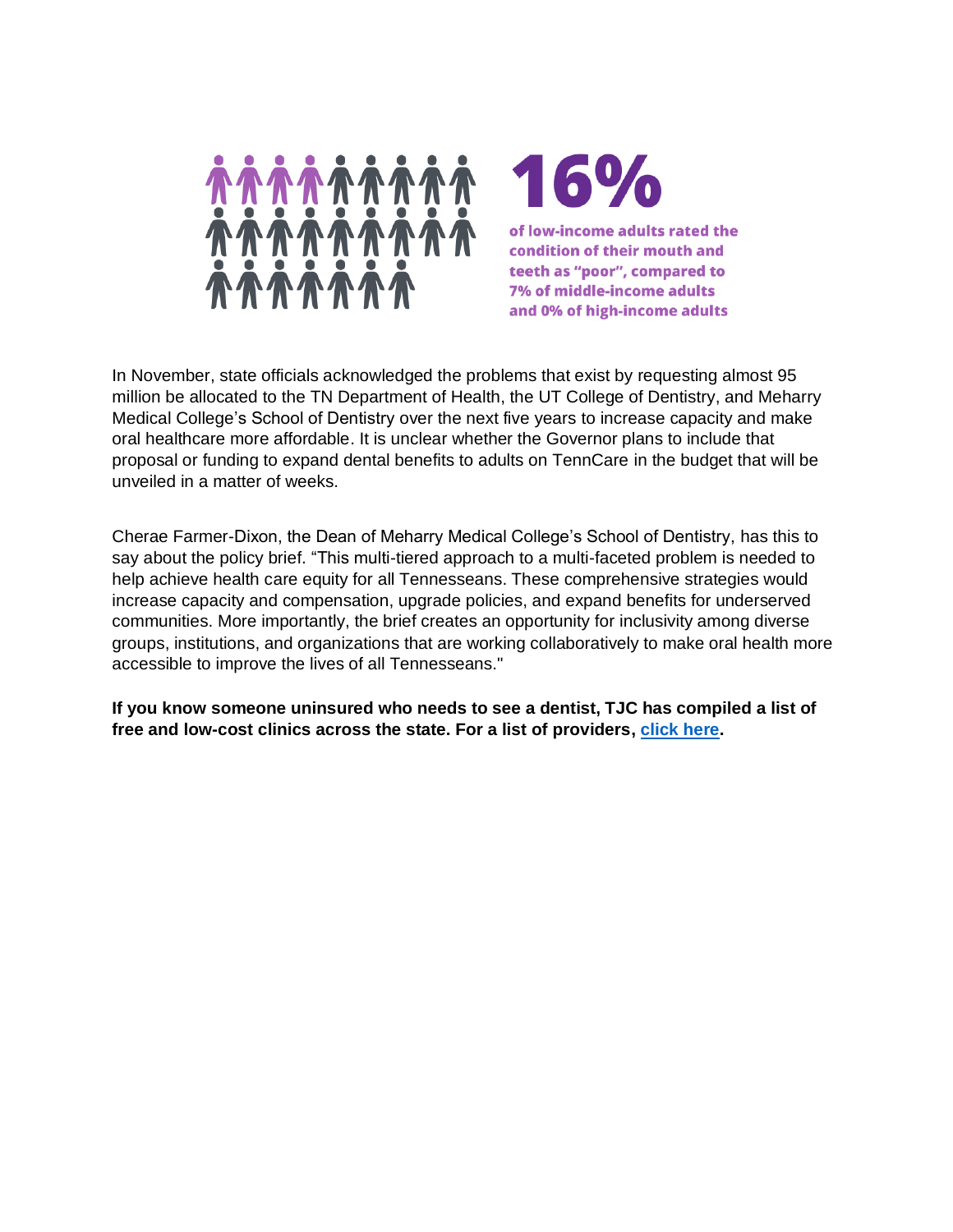16%

of low-income adults rated the condition of their mouth and teeth as "poor", compared to 7% of middle-income adults and 0% of high-income adults

In November, state officials acknowledged the problems that exist by requesting almost 95 million be allocated to the TN Department of Health, the UT College of Dentistry, and Meharry Medical College's School of Dentistry over the next five years to increase capacity and make oral healthcare more affordable. It is unclear whether the Governor plans to include that proposal or funding to expand dental benefits to adults on TennCare in the budget that will be unveiled in a matter of weeks.

Cherae Farmer-Dixon, the Dean of Meharry Medical College's School of Dentistry, has this to say about the policy brief. "This multi-tiered approach to a multi-faceted problem is needed to help achieve health care equity for all Tennesseans. These comprehensive strategies would increase capacity and compensation, upgrade policies, and expand benefits for underserved communities. More importantly, the brief creates an opportunity for inclusivity among diverse groups, institutions, and organizations that are working collaboratively to make oral health more accessible to improve the lives of all Tennesseans."

**If you know someone uninsured who needs to see a dentist, TJC has compiled a list of free and low-cost clinics across the state. For a list of providers, click here.**